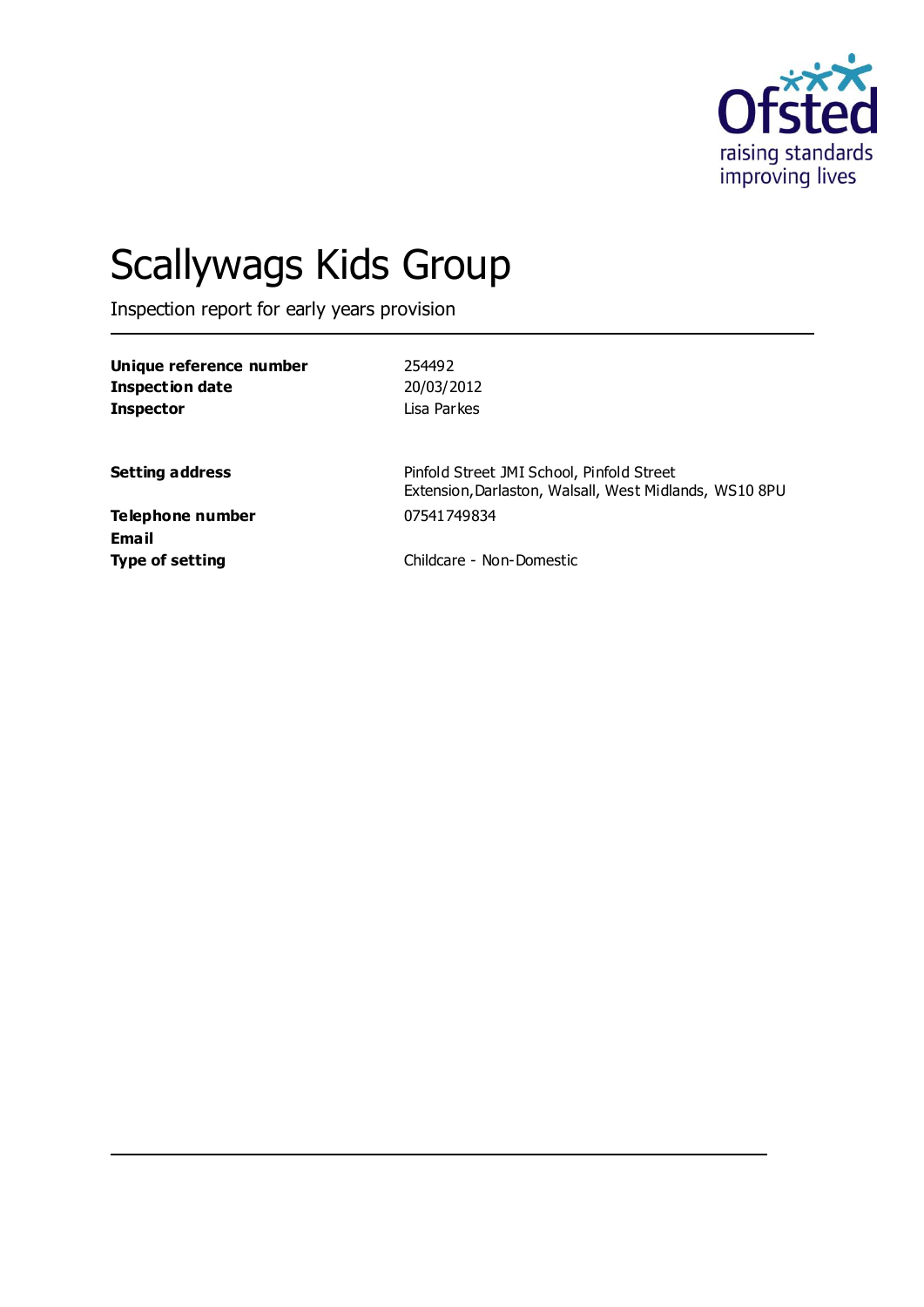# Scallywags Kids Group

Inspection report for early years provision

| | |
|---|---|
| **Unique reference number** | 254492 |
| **Inspection date** | 20/03/2012 |
| **Inspector** | Lisa Parkes |
| | |
| **Setting address** | Pinfold Street JMI School, Pinfold Street Extension, Darlaston, Walsall, West Midlands, WS10 8PU |
| **Telephone number** | 07541749834 |
| **Email** | |
| **Type of setting** | Childcare - Non-Domestic |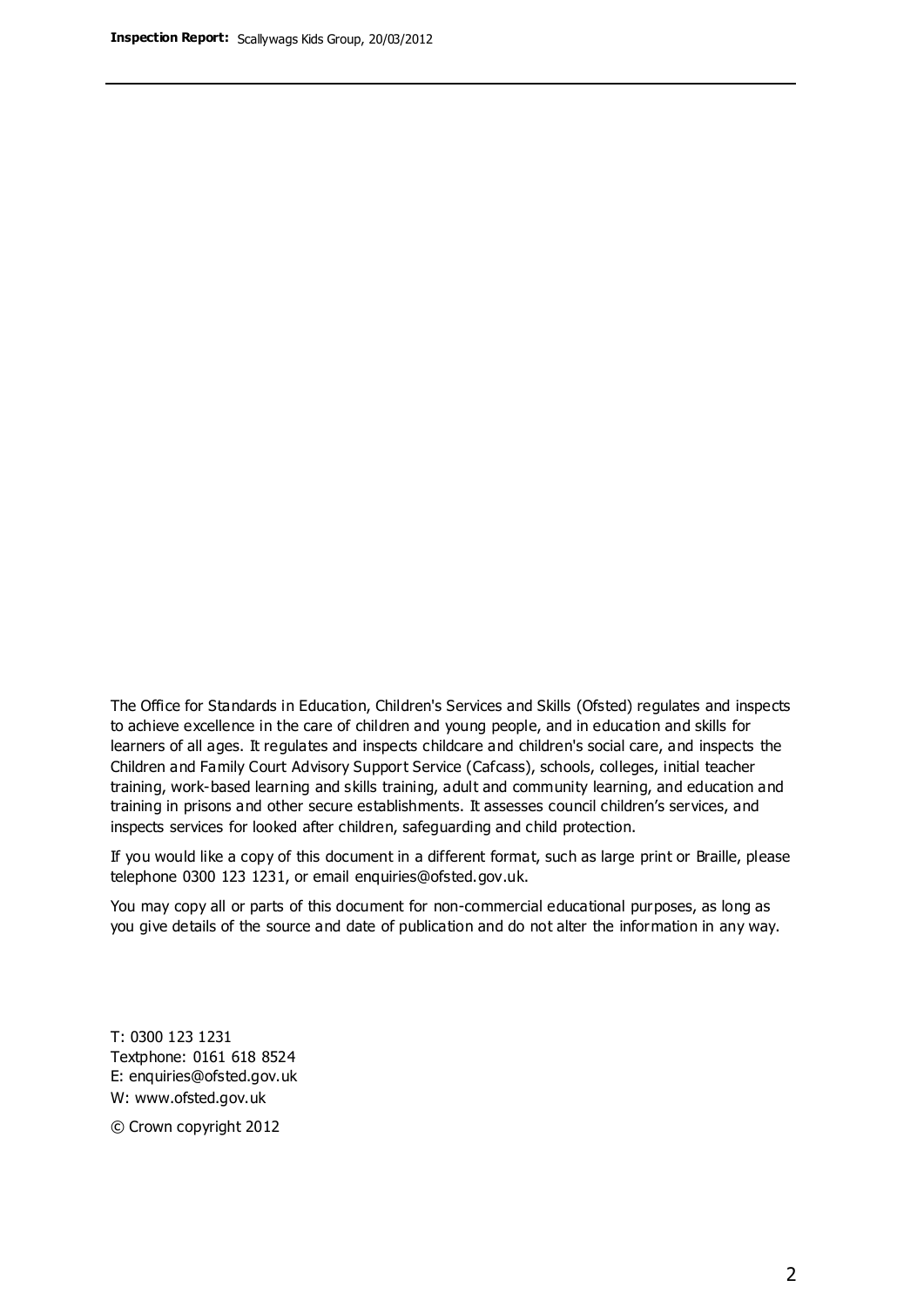The Office for Standards in Education, Children's Services and Skills (Ofsted) regulates and inspects to achieve excellence in the care of children and young people, and in education and skills for learners of all ages. It regulates and inspects childcare and children's social care, and inspects the Children and Family Court Advisory Support Service (Cafcass), schools, colleges, initial teacher training, work-based learning and skills training, adult and community learning, and education and training in prisons and other secure establishments. It assesses council children's services, and inspects services for looked after children, safeguarding and child protection.

If you would like a copy of this document in a different format, such as large print or Braille, please telephone 0300 123 1231, or email enquiries@ofsted.gov.uk.

You may copy all or parts of this document for non-commercial educational purposes, as long as you give details of the source and date of publication and do not alter the information in any way.

T: 0300 123 1231
Textphone: 0161 618 8524
E: enquiries@ofsted.gov.uk
W: www.ofsted.gov.uk

© Crown copyright 2012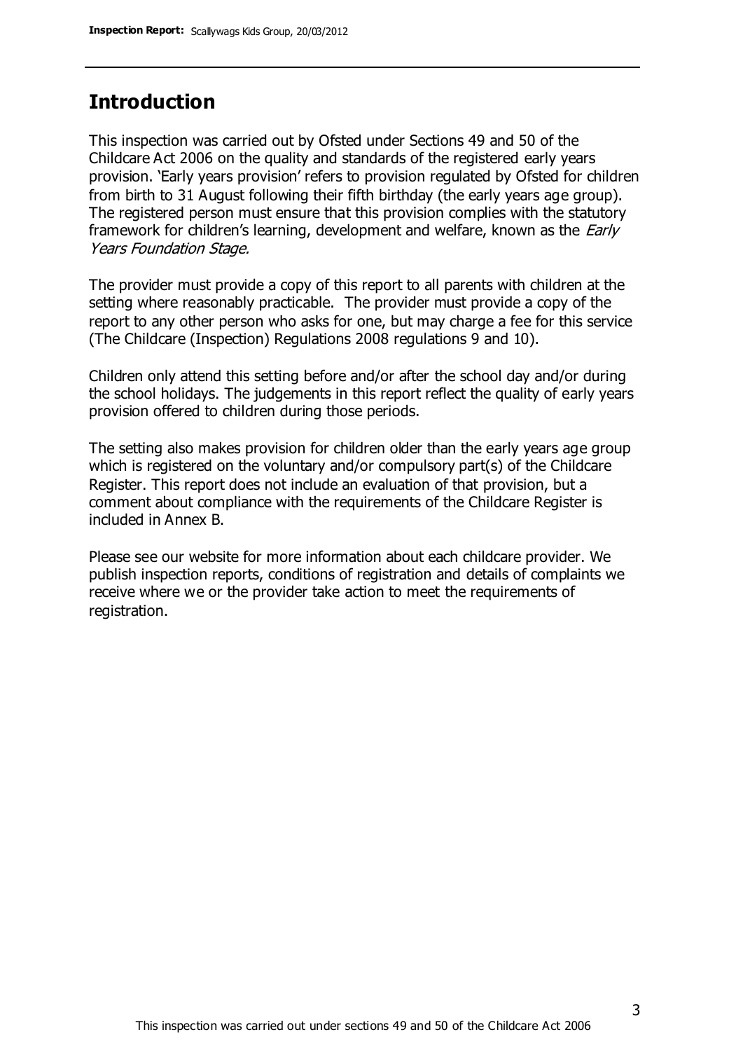## Introduction

This inspection was carried out by Ofsted under Sections 49 and 50 of the Childcare Act 2006 on the quality and standards of the registered early years provision. 'Early years provision' refers to provision regulated by Ofsted for children from birth to 31 August following their fifth birthday (the early years age group). The registered person must ensure that this provision complies with the statutory framework for children's learning, development and welfare, known as the *Early Years Foundation Stage.*

The provider must provide a copy of this report to all parents with children at the setting where reasonably practicable. The provider must provide a copy of the report to any other person who asks for one, but may charge a fee for this service (The Childcare (Inspection) Regulations 2008 regulations 9 and 10).

Children only attend this setting before and/or after the school day and/or during the school holidays. The judgements in this report reflect the quality of early years provision offered to children during those periods.

The setting also makes provision for children older than the early years age group which is registered on the voluntary and/or compulsory part(s) of the Childcare Register. This report does not include an evaluation of that provision, but a comment about compliance with the requirements of the Childcare Register is included in Annex B.

Please see our website for more information about each childcare provider. We publish inspection reports, conditions of registration and details of complaints we receive where we or the provider take action to meet the requirements of registration.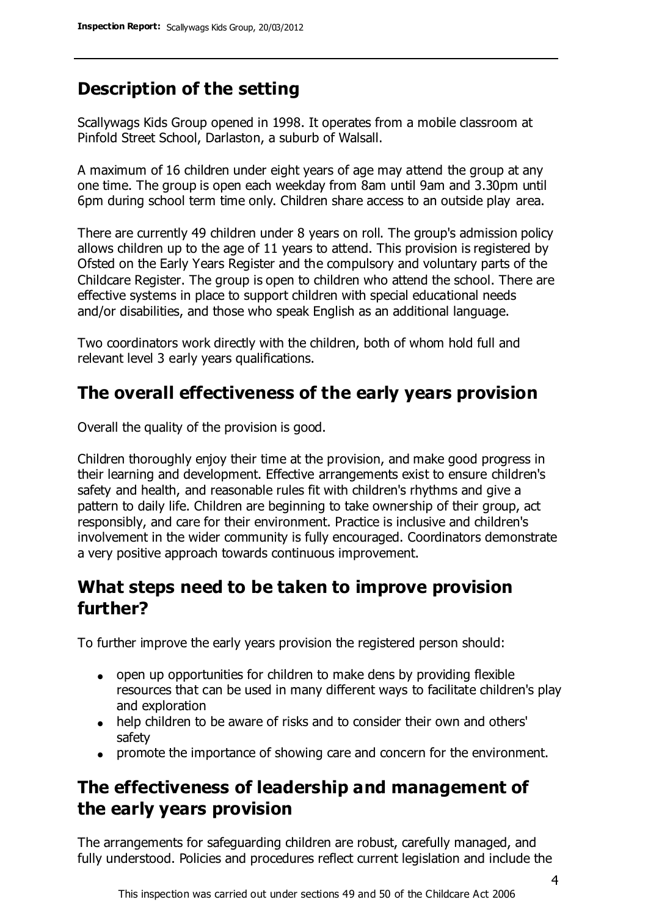## Description of the setting

Scallywags Kids Group opened in 1998. It operates from a mobile classroom at Pinfold Street School, Darlaston, a suburb of Walsall.

A maximum of 16 children under eight years of age may attend the group at any one time. The group is open each weekday from 8am until 9am and 3.30pm until 6pm during school term time only. Children share access to an outside play area.

There are currently 49 children under 8 years on roll. The group's admission policy allows children up to the age of 11 years to attend. This provision is registered by Ofsted on the Early Years Register and the compulsory and voluntary parts of the Childcare Register. The group is open to children who attend the school. There are effective systems in place to support children with special educational needs and/or disabilities, and those who speak English as an additional language.

Two coordinators work directly with the children, both of whom hold full and relevant level 3 early years qualifications.

## The overall effectiveness of the early years provision

Overall the quality of the provision is good.

Children thoroughly enjoy their time at the provision, and make good progress in their learning and development. Effective arrangements exist to ensure children's safety and health, and reasonable rules fit with children's rhythms and give a pattern to daily life. Children are beginning to take ownership of their group, act responsibly, and care for their environment. Practice is inclusive and children's involvement in the wider community is fully encouraged. Coordinators demonstrate a very positive approach towards continuous improvement.

## What steps need to be taken to improve provision further?

To further improve the early years provision the registered person should:

- open up opportunities for children to make dens by providing flexible resources that can be used in many different ways to facilitate children's play and exploration
- help children to be aware of risks and to consider their own and others' safety
- promote the importance of showing care and concern for the environment.

## The effectiveness of leadership and management of the early years provision

The arrangements for safeguarding children are robust, carefully managed, and fully understood. Policies and procedures reflect current legislation and include the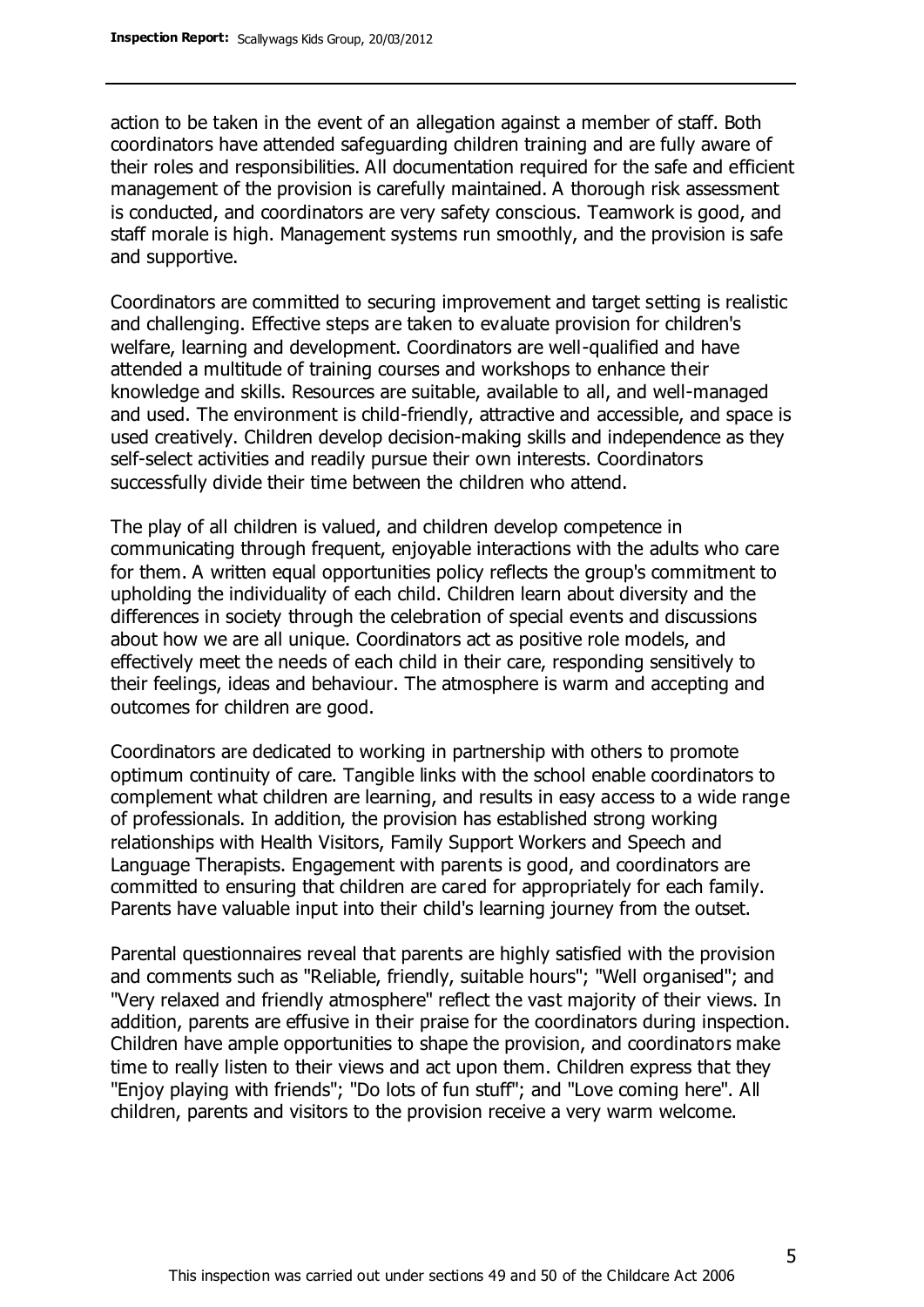action to be taken in the event of an allegation against a member of staff. Both coordinators have attended safeguarding children training and are fully aware of their roles and responsibilities. All documentation required for the safe and efficient management of the provision is carefully maintained. A thorough risk assessment is conducted, and coordinators are very safety conscious. Teamwork is good, and staff morale is high. Management systems run smoothly, and the provision is safe and supportive.

Coordinators are committed to securing improvement and target setting is realistic and challenging. Effective steps are taken to evaluate provision for children's welfare, learning and development. Coordinators are well-qualified and have attended a multitude of training courses and workshops to enhance their knowledge and skills. Resources are suitable, available to all, and well-managed and used. The environment is child-friendly, attractive and accessible, and space is used creatively. Children develop decision-making skills and independence as they self-select activities and readily pursue their own interests. Coordinators successfully divide their time between the children who attend.

The play of all children is valued, and children develop competence in communicating through frequent, enjoyable interactions with the adults who care for them. A written equal opportunities policy reflects the group's commitment to upholding the individuality of each child. Children learn about diversity and the differences in society through the celebration of special events and discussions about how we are all unique. Coordinators act as positive role models, and effectively meet the needs of each child in their care, responding sensitively to their feelings, ideas and behaviour. The atmosphere is warm and accepting and outcomes for children are good.

Coordinators are dedicated to working in partnership with others to promote optimum continuity of care. Tangible links with the school enable coordinators to complement what children are learning, and results in easy access to a wide range of professionals. In addition, the provision has established strong working relationships with Health Visitors, Family Support Workers and Speech and Language Therapists. Engagement with parents is good, and coordinators are committed to ensuring that children are cared for appropriately for each family. Parents have valuable input into their child's learning journey from the outset.

Parental questionnaires reveal that parents are highly satisfied with the provision and comments such as "Reliable, friendly, suitable hours"; "Well organised"; and "Very relaxed and friendly atmosphere" reflect the vast majority of their views. In addition, parents are effusive in their praise for the coordinators during inspection. Children have ample opportunities to shape the provision, and coordinators make time to really listen to their views and act upon them. Children express that they "Enjoy playing with friends"; "Do lots of fun stuff"; and "Love coming here". All children, parents and visitors to the provision receive a very warm welcome.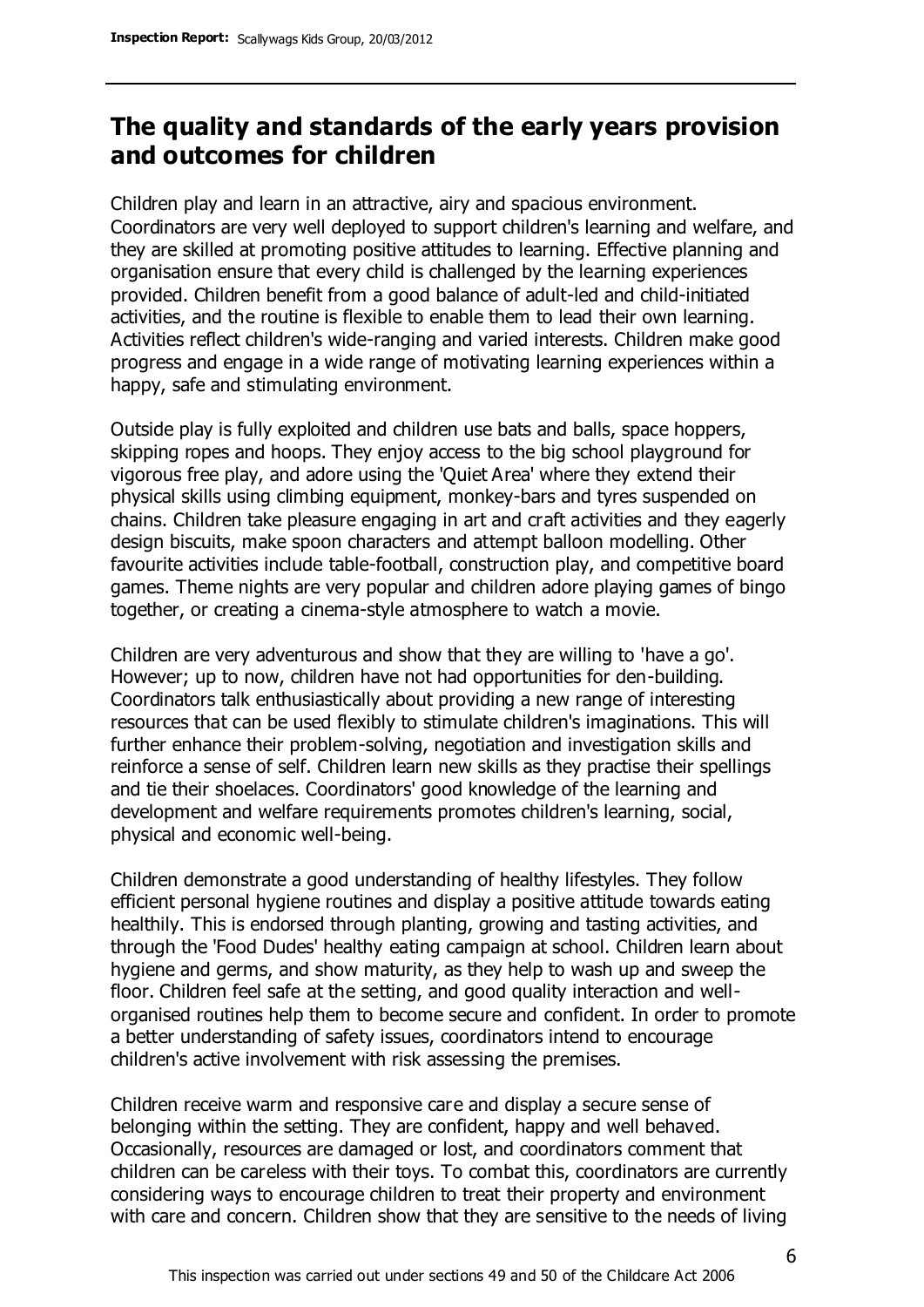## The quality and standards of the early years provision and outcomes for children

Children play and learn in an attractive, airy and spacious environment. Coordinators are very well deployed to support children's learning and welfare, and they are skilled at promoting positive attitudes to learning. Effective planning and organisation ensure that every child is challenged by the learning experiences provided. Children benefit from a good balance of adult-led and child-initiated activities, and the routine is flexible to enable them to lead their own learning. Activities reflect children's wide-ranging and varied interests. Children make good progress and engage in a wide range of motivating learning experiences within a happy, safe and stimulating environment.

Outside play is fully exploited and children use bats and balls, space hoppers, skipping ropes and hoops. They enjoy access to the big school playground for vigorous free play, and adore using the 'Quiet Area' where they extend their physical skills using climbing equipment, monkey-bars and tyres suspended on chains. Children take pleasure engaging in art and craft activities and they eagerly design biscuits, make spoon characters and attempt balloon modelling. Other favourite activities include table-football, construction play, and competitive board games. Theme nights are very popular and children adore playing games of bingo together, or creating a cinema-style atmosphere to watch a movie.

Children are very adventurous and show that they are willing to 'have a go'. However; up to now, children have not had opportunities for den-building. Coordinators talk enthusiastically about providing a new range of interesting resources that can be used flexibly to stimulate children's imaginations. This will further enhance their problem-solving, negotiation and investigation skills and reinforce a sense of self. Children learn new skills as they practise their spellings and tie their shoelaces. Coordinators' good knowledge of the learning and development and welfare requirements promotes children's learning, social, physical and economic well-being.

Children demonstrate a good understanding of healthy lifestyles. They follow efficient personal hygiene routines and display a positive attitude towards eating healthily. This is endorsed through planting, growing and tasting activities, and through the 'Food Dudes' healthy eating campaign at school. Children learn about hygiene and germs, and show maturity, as they help to wash up and sweep the floor. Children feel safe at the setting, and good quality interaction and well-organised routines help them to become secure and confident. In order to promote a better understanding of safety issues, coordinators intend to encourage children's active involvement with risk assessing the premises.

Children receive warm and responsive care and display a secure sense of belonging within the setting. They are confident, happy and well behaved. Occasionally, resources are damaged or lost, and coordinators comment that children can be careless with their toys. To combat this, coordinators are currently considering ways to encourage children to treat their property and environment with care and concern. Children show that they are sensitive to the needs of living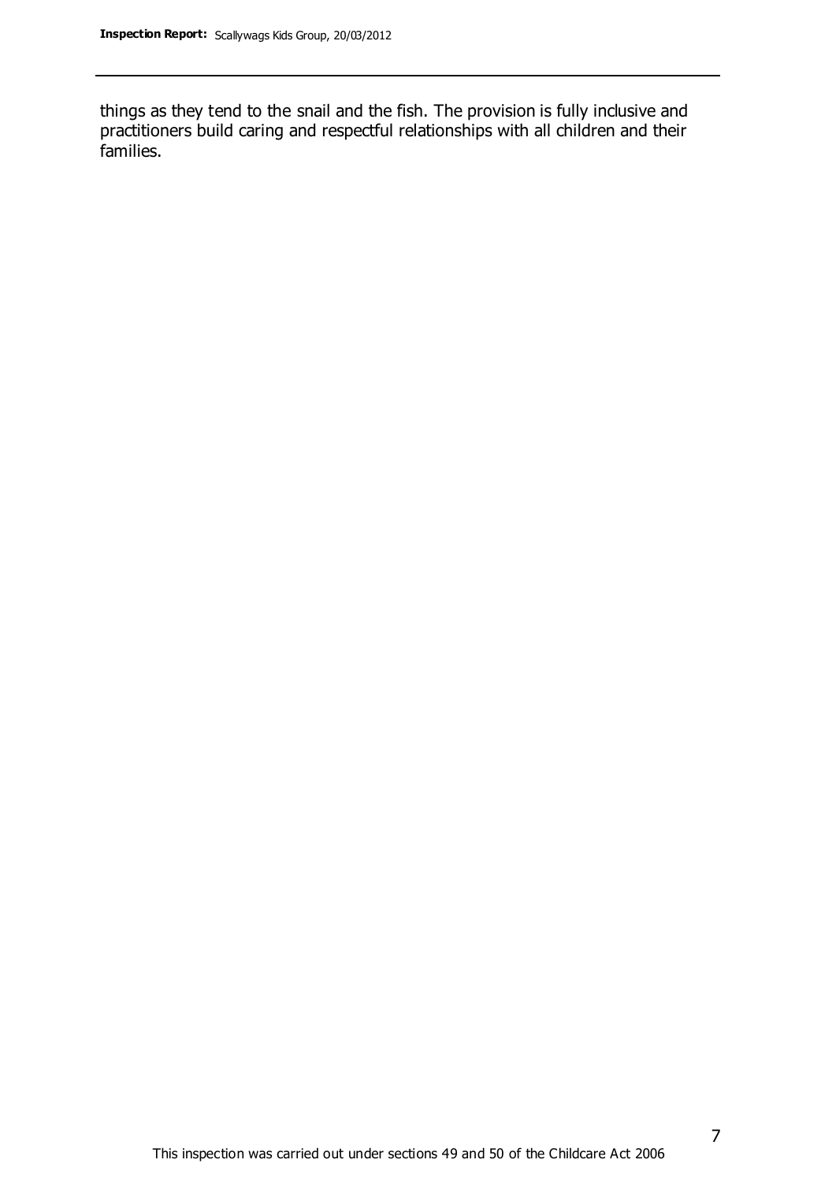things as they tend to the snail and the fish. The provision is fully inclusive and practitioners build caring and respectful relationships with all children and their families.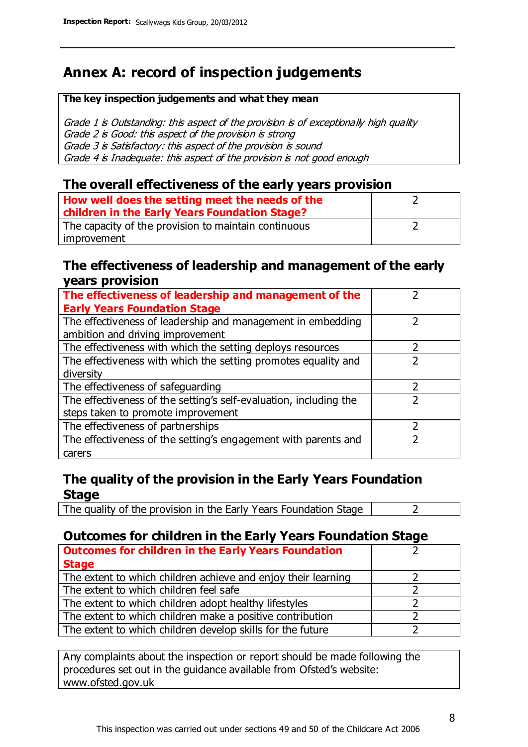# Annex A: record of inspection judgements

| **The key inspection judgements and what they mean** |
|---|
| *Grade 1 is Outstanding: this aspect of the provision is of exceptionally high quality* <br> *Grade 2 is Good: this aspect of the provision is strong* <br> *Grade 3 is Satisfactory: this aspect of the provision is sound* <br> *Grade 4 is Inadequate: this aspect of the provision is not good enough* |

## The overall effectiveness of the early years provision

| | |
|---|---|
| **How well does the setting meet the needs of the children in the Early Years Foundation Stage?** | 2 |
| The capacity of the provision to maintain continuous improvement | 2 |

## The effectiveness of leadership and management of the early years provision

| | |
|---|---|
| **The effectiveness of leadership and management of the Early Years Foundation Stage** | 2 |
| The effectiveness of leadership and management in embedding ambition and driving improvement | 2 |
| The effectiveness with which the setting deploys resources | 2 |
| The effectiveness with which the setting promotes equality and diversity | 2 |
| The effectiveness of safeguarding | 2 |
| The effectiveness of the setting's self-evaluation, including the steps taken to promote improvement | 2 |
| The effectiveness of partnerships | 2 |
| The effectiveness of the setting's engagement with parents and carers | 2 |

## The quality of the provision in the Early Years Foundation Stage

| | |
|---|---|
| The quality of the provision in the Early Years Foundation Stage | 2 |

## Outcomes for children in the Early Years Foundation Stage

| | |
|---|---|
| **Outcomes for children in the Early Years Foundation Stage** | 2 |
| The extent to which children achieve and enjoy their learning | 2 |
| The extent to which children feel safe | 2 |
| The extent to which children adopt healthy lifestyles | 2 |
| The extent to which children make a positive contribution | 2 |
| The extent to which children develop skills for the future | 2 |

Any complaints about the inspection or report should be made following the procedures set out in the guidance available from Ofsted's website: www.ofsted.gov.uk

This inspection was carried out under sections 49 and 50 of the Childcare Act 2006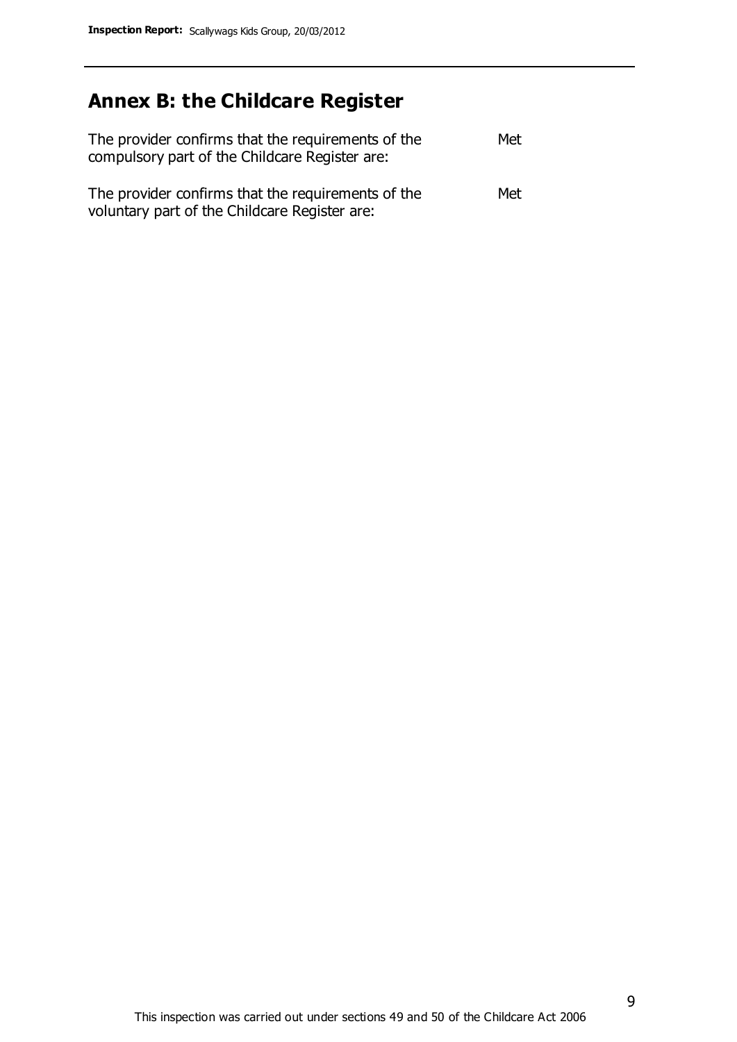## Annex B: the Childcare Register

| | |
|---|---|
| The provider confirms that the requirements of the compulsory part of the Childcare Register are: | Met |
| The provider confirms that the requirements of the voluntary part of the Childcare Register are: | Met |

This inspection was carried out under sections 49 and 50 of the Childcare Act 2006